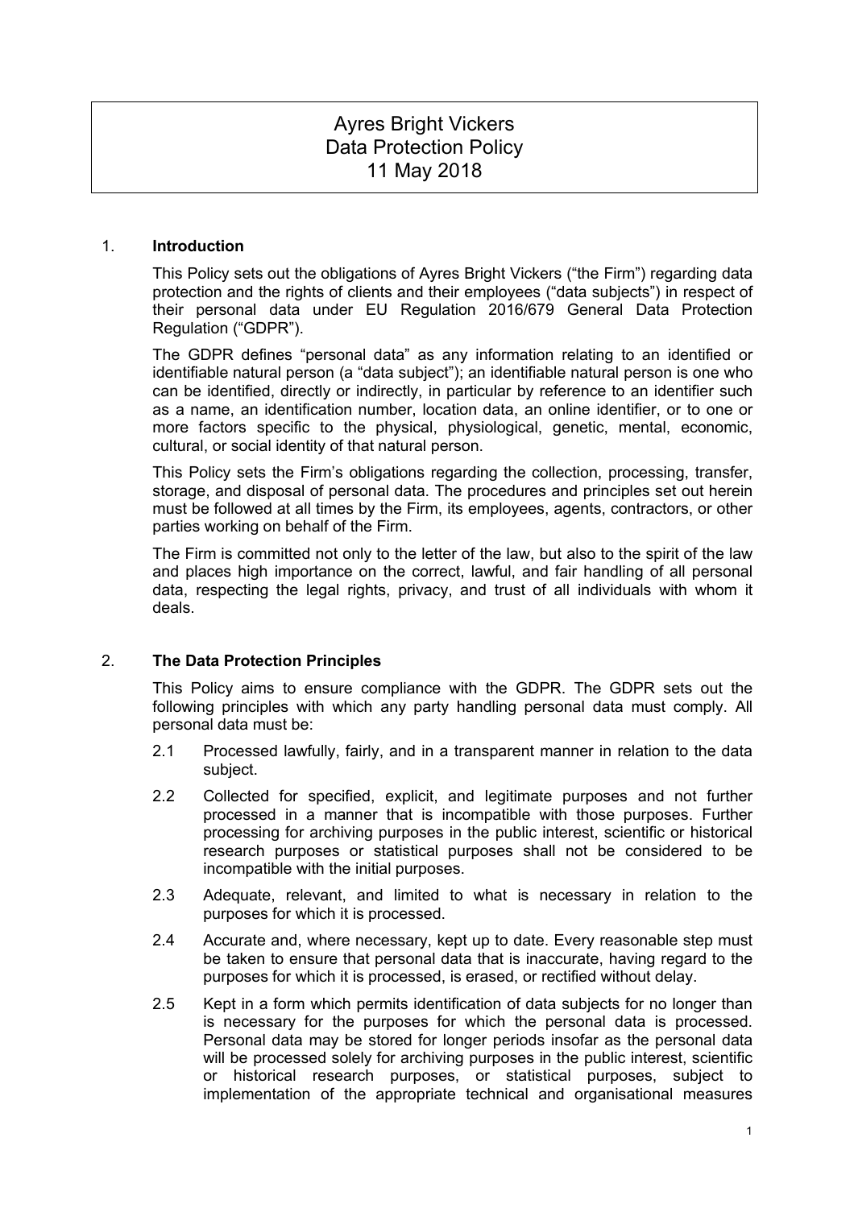# Ayres Bright Vickers
# Data Protection Policy
# 11 May 2018

## 1. Introduction

This Policy sets out the obligations of Ayres Bright Vickers ("the Firm") regarding data protection and the rights of clients and their employees ("data subjects") in respect of their personal data under EU Regulation 2016/679 General Data Protection Regulation ("GDPR").

The GDPR defines "personal data" as any information relating to an identified or identifiable natural person (a "data subject"); an identifiable natural person is one who can be identified, directly or indirectly, in particular by reference to an identifier such as a name, an identification number, location data, an online identifier, or to one or more factors specific to the physical, physiological, genetic, mental, economic, cultural, or social identity of that natural person.

This Policy sets the Firm's obligations regarding the collection, processing, transfer, storage, and disposal of personal data. The procedures and principles set out herein must be followed at all times by the Firm, its employees, agents, contractors, or other parties working on behalf of the Firm.

The Firm is committed not only to the letter of the law, but also to the spirit of the law and places high importance on the correct, lawful, and fair handling of all personal data, respecting the legal rights, privacy, and trust of all individuals with whom it deals.

## 2. The Data Protection Principles

This Policy aims to ensure compliance with the GDPR. The GDPR sets out the following principles with which any party handling personal data must comply. All personal data must be:

2.1 Processed lawfully, fairly, and in a transparent manner in relation to the data subject.

2.2 Collected for specified, explicit, and legitimate purposes and not further processed in a manner that is incompatible with those purposes. Further processing for archiving purposes in the public interest, scientific or historical research purposes or statistical purposes shall not be considered to be incompatible with the initial purposes.

2.3 Adequate, relevant, and limited to what is necessary in relation to the purposes for which it is processed.

2.4 Accurate and, where necessary, kept up to date. Every reasonable step must be taken to ensure that personal data that is inaccurate, having regard to the purposes for which it is processed, is erased, or rectified without delay.

2.5 Kept in a form which permits identification of data subjects for no longer than is necessary for the purposes for which the personal data is processed. Personal data may be stored for longer periods insofar as the personal data will be processed solely for archiving purposes in the public interest, scientific or historical research purposes, or statistical purposes, subject to implementation of the appropriate technical and organisational measures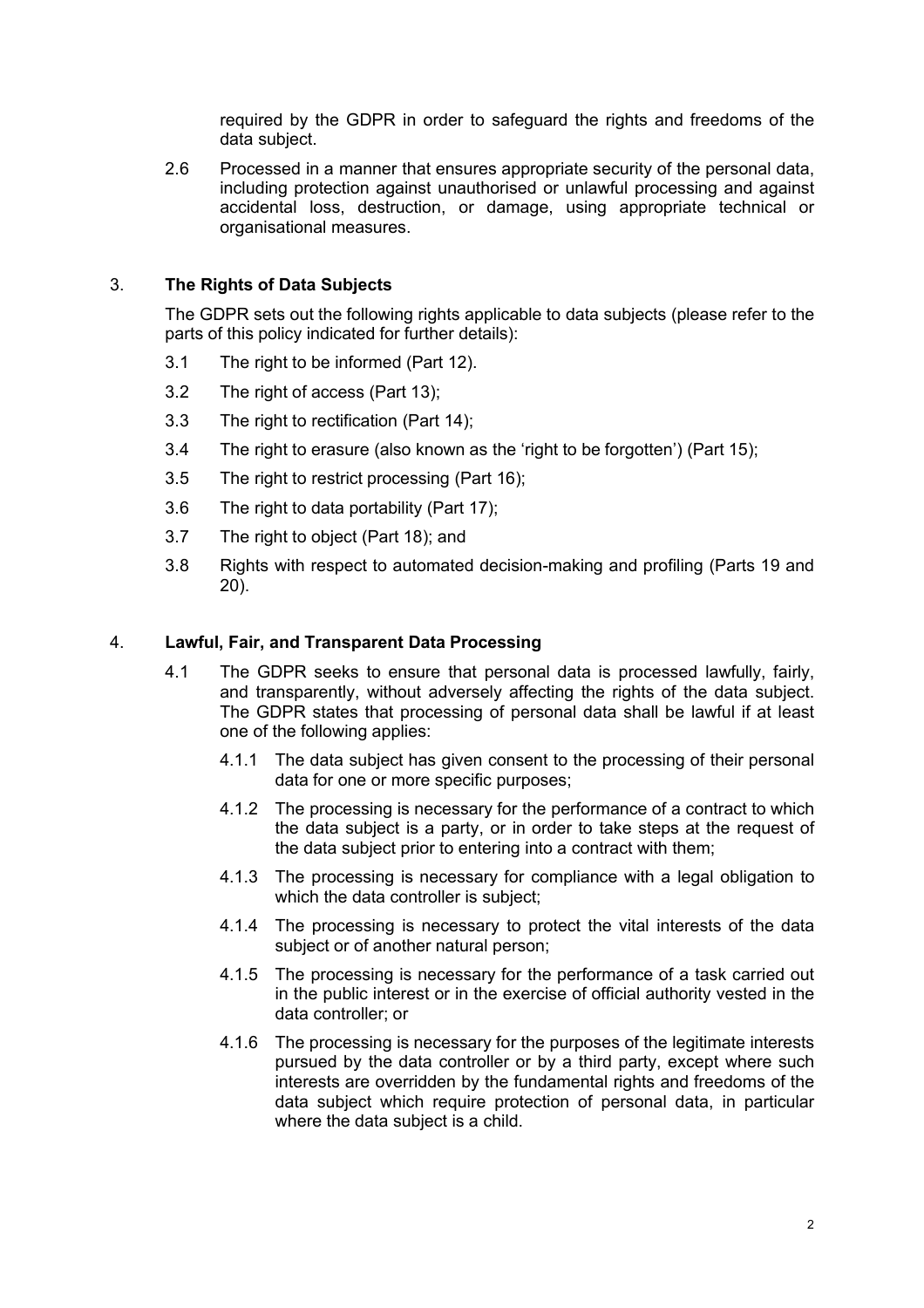required by the GDPR in order to safeguard the rights and freedoms of the data subject.

2.6 Processed in a manner that ensures appropriate security of the personal data, including protection against unauthorised or unlawful processing and against accidental loss, destruction, or damage, using appropriate technical or organisational measures.

## 3. The Rights of Data Subjects

The GDPR sets out the following rights applicable to data subjects (please refer to the parts of this policy indicated for further details):

3.1 The right to be informed (Part 12).

3.2 The right of access (Part 13);

3.3 The right to rectification (Part 14);

3.4 The right to erasure (also known as the 'right to be forgotten') (Part 15);

3.5 The right to restrict processing (Part 16);

3.6 The right to data portability (Part 17);

3.7 The right to object (Part 18); and

3.8 Rights with respect to automated decision-making and profiling (Parts 19 and 20).

## 4. Lawful, Fair, and Transparent Data Processing

4.1 The GDPR seeks to ensure that personal data is processed lawfully, fairly, and transparently, without adversely affecting the rights of the data subject. The GDPR states that processing of personal data shall be lawful if at least one of the following applies:

4.1.1 The data subject has given consent to the processing of their personal data for one or more specific purposes;

4.1.2 The processing is necessary for the performance of a contract to which the data subject is a party, or in order to take steps at the request of the data subject prior to entering into a contract with them;

4.1.3 The processing is necessary for compliance with a legal obligation to which the data controller is subject;

4.1.4 The processing is necessary to protect the vital interests of the data subject or of another natural person;

4.1.5 The processing is necessary for the performance of a task carried out in the public interest or in the exercise of official authority vested in the data controller; or

4.1.6 The processing is necessary for the purposes of the legitimate interests pursued by the data controller or by a third party, except where such interests are overridden by the fundamental rights and freedoms of the data subject which require protection of personal data, in particular where the data subject is a child.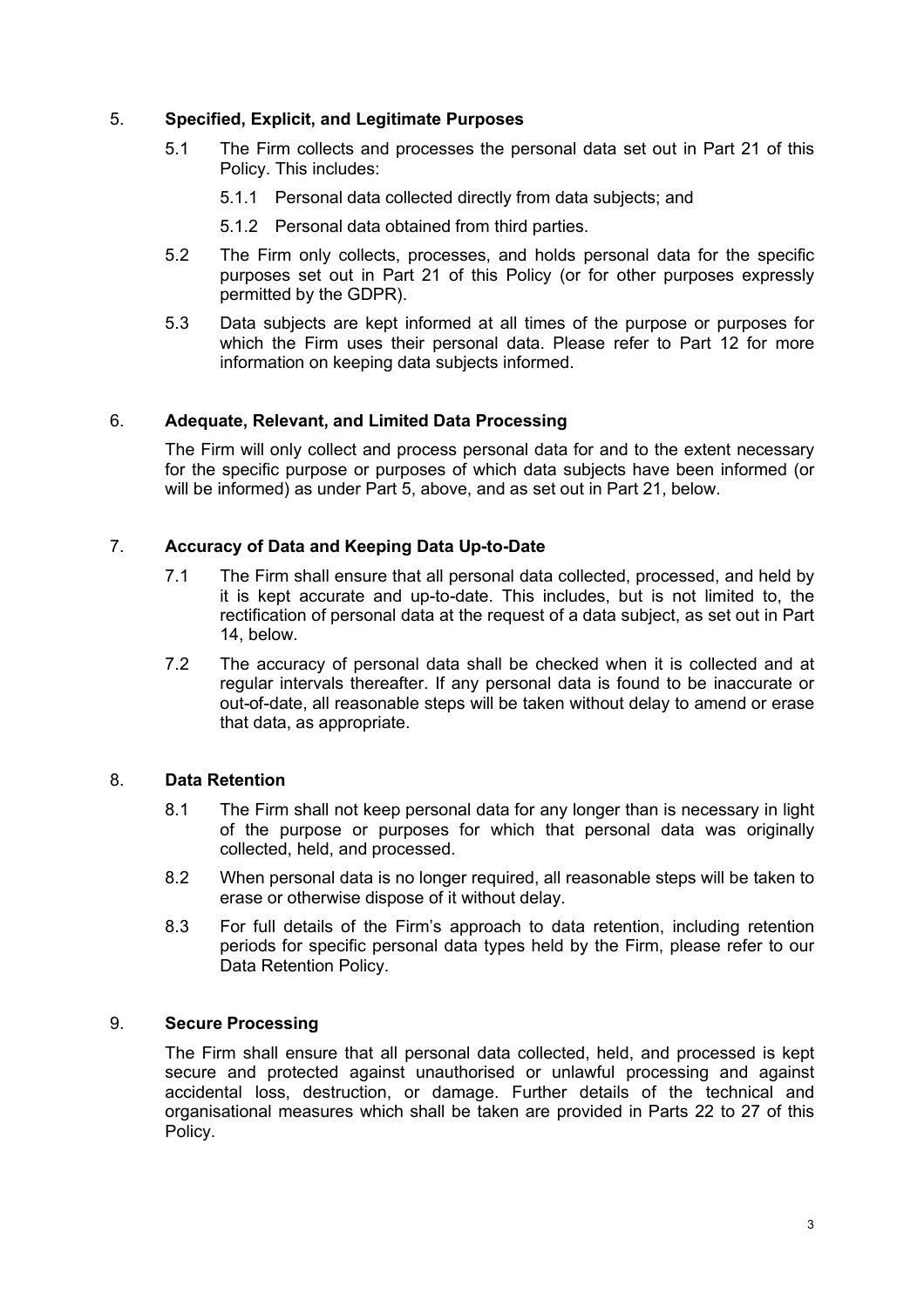## 5. Specified, Explicit, and Legitimate Purposes

5.1 The Firm collects and processes the personal data set out in Part 21 of this Policy. This includes:

5.1.1 Personal data collected directly from data subjects; and

5.1.2 Personal data obtained from third parties.

5.2 The Firm only collects, processes, and holds personal data for the specific purposes set out in Part 21 of this Policy (or for other purposes expressly permitted by the GDPR).

5.3 Data subjects are kept informed at all times of the purpose or purposes for which the Firm uses their personal data. Please refer to Part 12 for more information on keeping data subjects informed.

## 6. Adequate, Relevant, and Limited Data Processing

The Firm will only collect and process personal data for and to the extent necessary for the specific purpose or purposes of which data subjects have been informed (or will be informed) as under Part 5, above, and as set out in Part 21, below.

## 7. Accuracy of Data and Keeping Data Up-to-Date

7.1 The Firm shall ensure that all personal data collected, processed, and held by it is kept accurate and up-to-date. This includes, but is not limited to, the rectification of personal data at the request of a data subject, as set out in Part 14, below.

7.2 The accuracy of personal data shall be checked when it is collected and at regular intervals thereafter. If any personal data is found to be inaccurate or out-of-date, all reasonable steps will be taken without delay to amend or erase that data, as appropriate.

## 8. Data Retention

8.1 The Firm shall not keep personal data for any longer than is necessary in light of the purpose or purposes for which that personal data was originally collected, held, and processed.

8.2 When personal data is no longer required, all reasonable steps will be taken to erase or otherwise dispose of it without delay.

8.3 For full details of the Firm's approach to data retention, including retention periods for specific personal data types held by the Firm, please refer to our Data Retention Policy.

## 9. Secure Processing

The Firm shall ensure that all personal data collected, held, and processed is kept secure and protected against unauthorised or unlawful processing and against accidental loss, destruction, or damage. Further details of the technical and organisational measures which shall be taken are provided in Parts 22 to 27 of this Policy.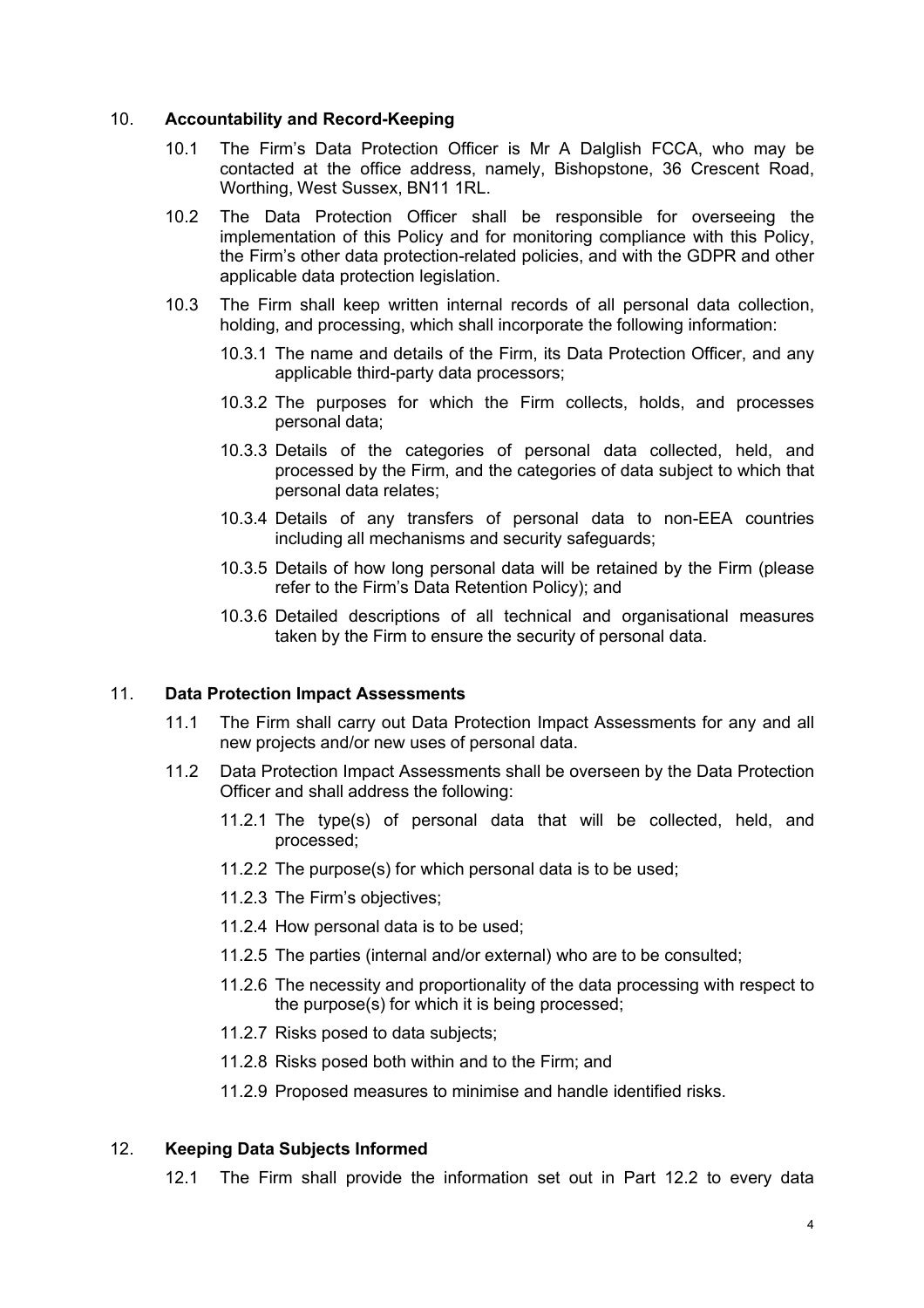## 10. Accountability and Record-Keeping

10.1 The Firm's Data Protection Officer is Mr A Dalglish FCCA, who may be contacted at the office address, namely, Bishopstone, 36 Crescent Road, Worthing, West Sussex, BN11 1RL.

10.2 The Data Protection Officer shall be responsible for overseeing the implementation of this Policy and for monitoring compliance with this Policy, the Firm's other data protection-related policies, and with the GDPR and other applicable data protection legislation.

10.3 The Firm shall keep written internal records of all personal data collection, holding, and processing, which shall incorporate the following information:

- 10.3.1 The name and details of the Firm, its Data Protection Officer, and any applicable third-party data processors;
- 10.3.2 The purposes for which the Firm collects, holds, and processes personal data;
- 10.3.3 Details of the categories of personal data collected, held, and processed by the Firm, and the categories of data subject to which that personal data relates;
- 10.3.4 Details of any transfers of personal data to non-EEA countries including all mechanisms and security safeguards;
- 10.3.5 Details of how long personal data will be retained by the Firm (please refer to the Firm's Data Retention Policy); and
- 10.3.6 Detailed descriptions of all technical and organisational measures taken by the Firm to ensure the security of personal data.

## 11. Data Protection Impact Assessments

11.1 The Firm shall carry out Data Protection Impact Assessments for any and all new projects and/or new uses of personal data.

11.2 Data Protection Impact Assessments shall be overseen by the Data Protection Officer and shall address the following:

- 11.2.1 The type(s) of personal data that will be collected, held, and processed;
- 11.2.2 The purpose(s) for which personal data is to be used;
- 11.2.3 The Firm's objectives;
- 11.2.4 How personal data is to be used;
- 11.2.5 The parties (internal and/or external) who are to be consulted;
- 11.2.6 The necessity and proportionality of the data processing with respect to the purpose(s) for which it is being processed;
- 11.2.7 Risks posed to data subjects;
- 11.2.8 Risks posed both within and to the Firm; and
- 11.2.9 Proposed measures to minimise and handle identified risks.

## 12. Keeping Data Subjects Informed

12.1 The Firm shall provide the information set out in Part 12.2 to every data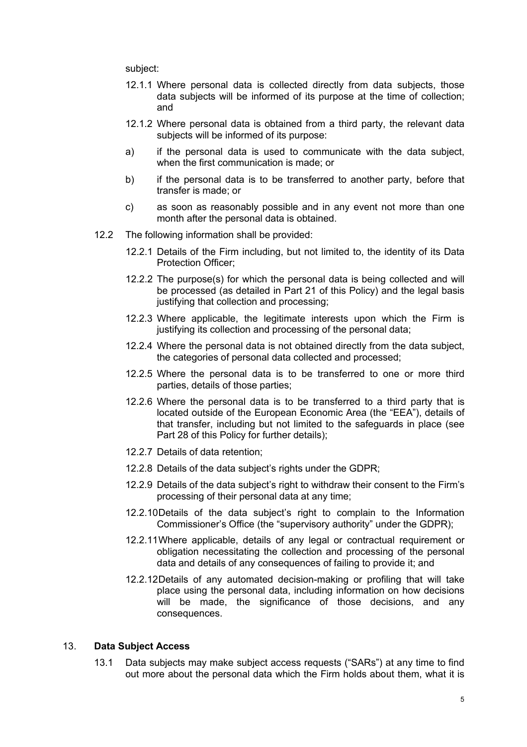subject:

12.1.1 Where personal data is collected directly from data subjects, those data subjects will be informed of its purpose at the time of collection; and

12.1.2 Where personal data is obtained from a third party, the relevant data subjects will be informed of its purpose:

a) if the personal data is used to communicate with the data subject, when the first communication is made; or

b) if the personal data is to be transferred to another party, before that transfer is made; or

c) as soon as reasonably possible and in any event not more than one month after the personal data is obtained.

12.2 The following information shall be provided:

12.2.1 Details of the Firm including, but not limited to, the identity of its Data Protection Officer;

12.2.2 The purpose(s) for which the personal data is being collected and will be processed (as detailed in Part 21 of this Policy) and the legal basis justifying that collection and processing;

12.2.3 Where applicable, the legitimate interests upon which the Firm is justifying its collection and processing of the personal data;

12.2.4 Where the personal data is not obtained directly from the data subject, the categories of personal data collected and processed;

12.2.5 Where the personal data is to be transferred to one or more third parties, details of those parties;

12.2.6 Where the personal data is to be transferred to a third party that is located outside of the European Economic Area (the "EEA"), details of that transfer, including but not limited to the safeguards in place (see Part 28 of this Policy for further details);

12.2.7 Details of data retention;

12.2.8 Details of the data subject's rights under the GDPR;

12.2.9 Details of the data subject's right to withdraw their consent to the Firm's processing of their personal data at any time;

12.2.10 Details of the data subject's right to complain to the Information Commissioner's Office (the "supervisory authority" under the GDPR);

12.2.11 Where applicable, details of any legal or contractual requirement or obligation necessitating the collection and processing of the personal data and details of any consequences of failing to provide it; and

12.2.12 Details of any automated decision-making or profiling that will take place using the personal data, including information on how decisions will be made, the significance of those decisions, and any consequences.

## 13. Data Subject Access

13.1 Data subjects may make subject access requests ("SARs") at any time to find out more about the personal data which the Firm holds about them, what it is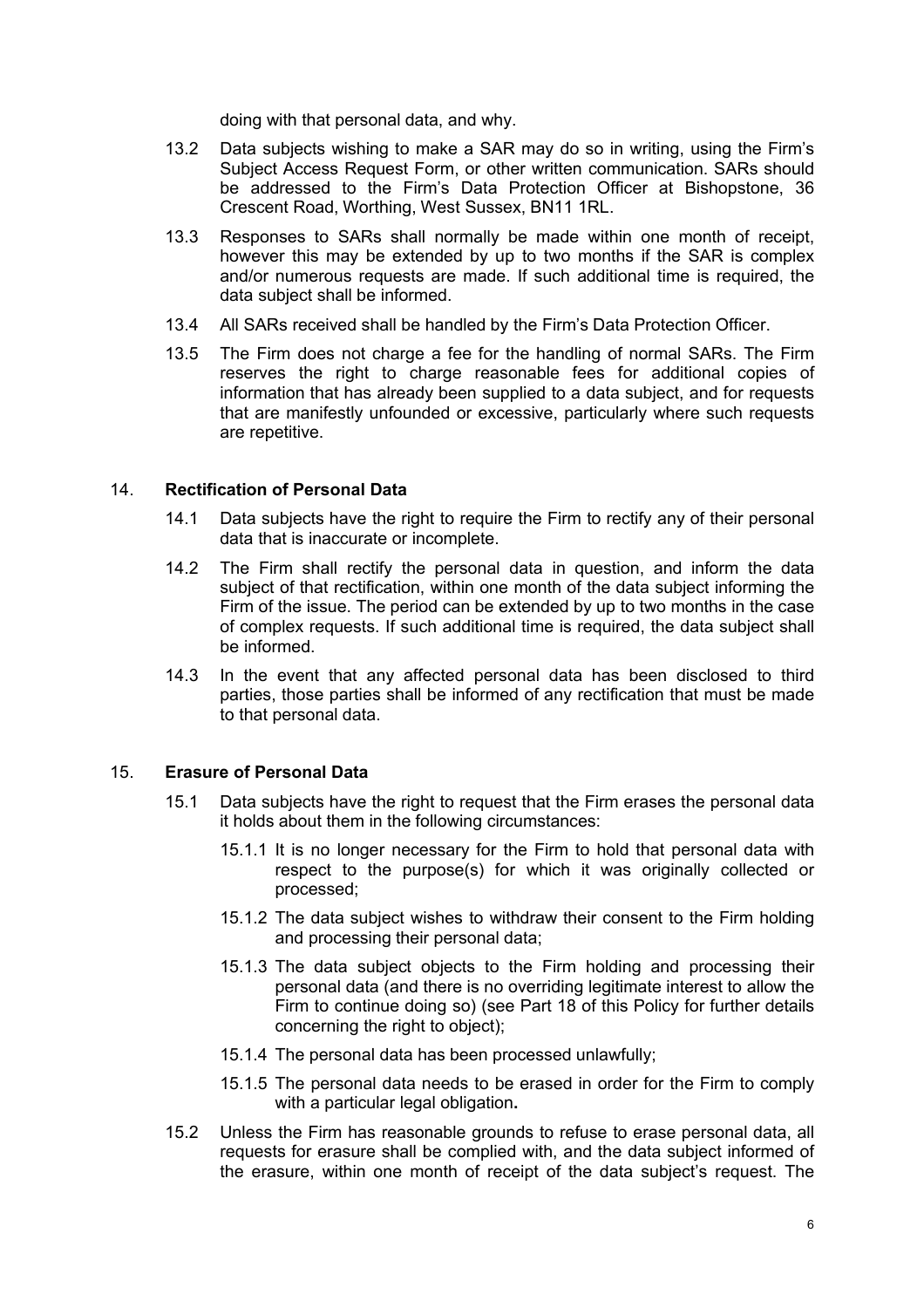doing with that personal data, and why.

13.2 Data subjects wishing to make a SAR may do so in writing, using the Firm's Subject Access Request Form, or other written communication. SARs should be addressed to the Firm's Data Protection Officer at Bishopstone, 36 Crescent Road, Worthing, West Sussex, BN11 1RL.

13.3 Responses to SARs shall normally be made within one month of receipt, however this may be extended by up to two months if the SAR is complex and/or numerous requests are made. If such additional time is required, the data subject shall be informed.

13.4 All SARs received shall be handled by the Firm's Data Protection Officer.

13.5 The Firm does not charge a fee for the handling of normal SARs. The Firm reserves the right to charge reasonable fees for additional copies of information that has already been supplied to a data subject, and for requests that are manifestly unfounded or excessive, particularly where such requests are repetitive.

## 14. Rectification of Personal Data

14.1 Data subjects have the right to require the Firm to rectify any of their personal data that is inaccurate or incomplete.

14.2 The Firm shall rectify the personal data in question, and inform the data subject of that rectification, within one month of the data subject informing the Firm of the issue. The period can be extended by up to two months in the case of complex requests. If such additional time is required, the data subject shall be informed.

14.3 In the event that any affected personal data has been disclosed to third parties, those parties shall be informed of any rectification that must be made to that personal data.

## 15. Erasure of Personal Data

15.1 Data subjects have the right to request that the Firm erases the personal data it holds about them in the following circumstances:

15.1.1 It is no longer necessary for the Firm to hold that personal data with respect to the purpose(s) for which it was originally collected or processed;

15.1.2 The data subject wishes to withdraw their consent to the Firm holding and processing their personal data;

15.1.3 The data subject objects to the Firm holding and processing their personal data (and there is no overriding legitimate interest to allow the Firm to continue doing so) (see Part 18 of this Policy for further details concerning the right to object);

15.1.4 The personal data has been processed unlawfully;

15.1.5 The personal data needs to be erased in order for the Firm to comply with a particular legal obligation**.**

15.2 Unless the Firm has reasonable grounds to refuse to erase personal data, all requests for erasure shall be complied with, and the data subject informed of the erasure, within one month of receipt of the data subject's request. The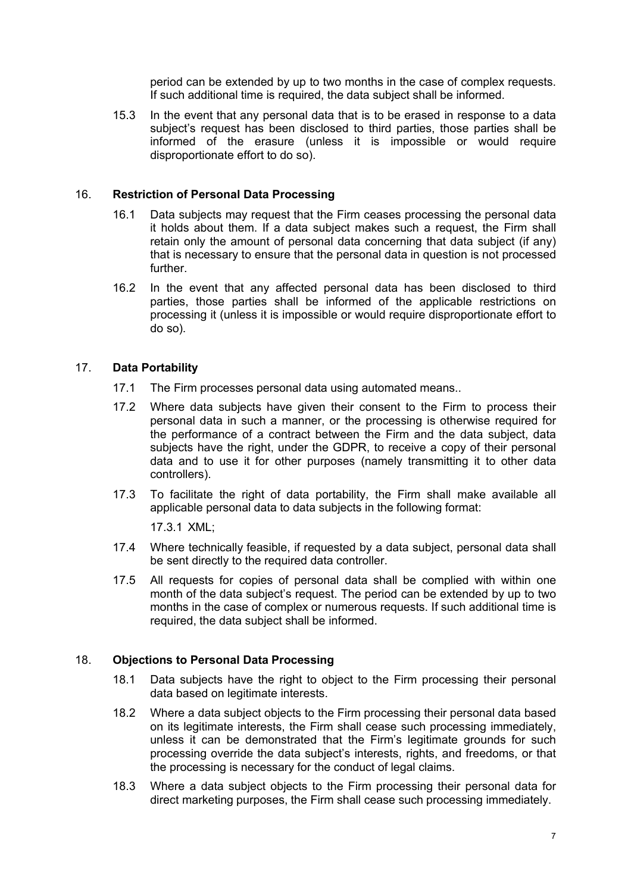period can be extended by up to two months in the case of complex requests. If such additional time is required, the data subject shall be informed.

15.3 In the event that any personal data that is to be erased in response to a data subject's request has been disclosed to third parties, those parties shall be informed of the erasure (unless it is impossible or would require disproportionate effort to do so).

## 16. Restriction of Personal Data Processing

16.1 Data subjects may request that the Firm ceases processing the personal data it holds about them. If a data subject makes such a request, the Firm shall retain only the amount of personal data concerning that data subject (if any) that is necessary to ensure that the personal data in question is not processed further.

16.2 In the event that any affected personal data has been disclosed to third parties, those parties shall be informed of the applicable restrictions on processing it (unless it is impossible or would require disproportionate effort to do so).

## 17. Data Portability

17.1 The Firm processes personal data using automated means..

17.2 Where data subjects have given their consent to the Firm to process their personal data in such a manner, or the processing is otherwise required for the performance of a contract between the Firm and the data subject, data subjects have the right, under the GDPR, to receive a copy of their personal data and to use it for other purposes (namely transmitting it to other data controllers).

17.3 To facilitate the right of data portability, the Firm shall make available all applicable personal data to data subjects in the following format:

17.3.1 XML;

17.4 Where technically feasible, if requested by a data subject, personal data shall be sent directly to the required data controller.

17.5 All requests for copies of personal data shall be complied with within one month of the data subject's request. The period can be extended by up to two months in the case of complex or numerous requests. If such additional time is required, the data subject shall be informed.

## 18. Objections to Personal Data Processing

18.1 Data subjects have the right to object to the Firm processing their personal data based on legitimate interests.

18.2 Where a data subject objects to the Firm processing their personal data based on its legitimate interests, the Firm shall cease such processing immediately, unless it can be demonstrated that the Firm's legitimate grounds for such processing override the data subject's interests, rights, and freedoms, or that the processing is necessary for the conduct of legal claims.

18.3 Where a data subject objects to the Firm processing their personal data for direct marketing purposes, the Firm shall cease such processing immediately.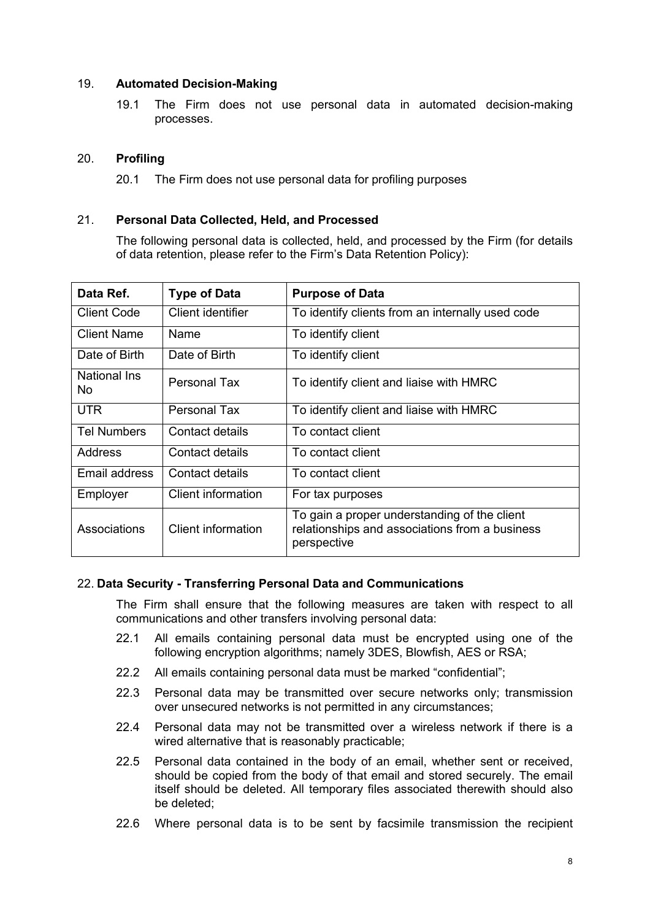## 19. Automated Decision-Making

19.1 The Firm does not use personal data in automated decision-making processes.

## 20. Profiling

20.1 The Firm does not use personal data for profiling purposes

## 21. Personal Data Collected, Held, and Processed

The following personal data is collected, held, and processed by the Firm (for details of data retention, please refer to the Firm's Data Retention Policy):

| Data Ref. | Type of Data | Purpose of Data |
|---|---|---|
| Client Code | Client identifier | To identify clients from an internally used code |
| Client Name | Name | To identify client |
| Date of Birth | Date of Birth | To identify client |
| National Ins No | Personal Tax | To identify client and liaise with HMRC |
| UTR | Personal Tax | To identify client and liaise with HMRC |
| Tel Numbers | Contact details | To contact client |
| Address | Contact details | To contact client |
| Email address | Contact details | To contact client |
| Employer | Client information | For tax purposes |
| Associations | Client information | To gain a proper understanding of the client relationships and associations from a business perspective |

## 22. Data Security - Transferring Personal Data and Communications

The Firm shall ensure that the following measures are taken with respect to all communications and other transfers involving personal data:

22.1 All emails containing personal data must be encrypted using one of the following encryption algorithms; namely 3DES, Blowfish, AES or RSA;

22.2 All emails containing personal data must be marked "confidential";

22.3 Personal data may be transmitted over secure networks only; transmission over unsecured networks is not permitted in any circumstances;

22.4 Personal data may not be transmitted over a wireless network if there is a wired alternative that is reasonably practicable;

22.5 Personal data contained in the body of an email, whether sent or received, should be copied from the body of that email and stored securely. The email itself should be deleted. All temporary files associated therewith should also be deleted;

22.6 Where personal data is to be sent by facsimile transmission the recipient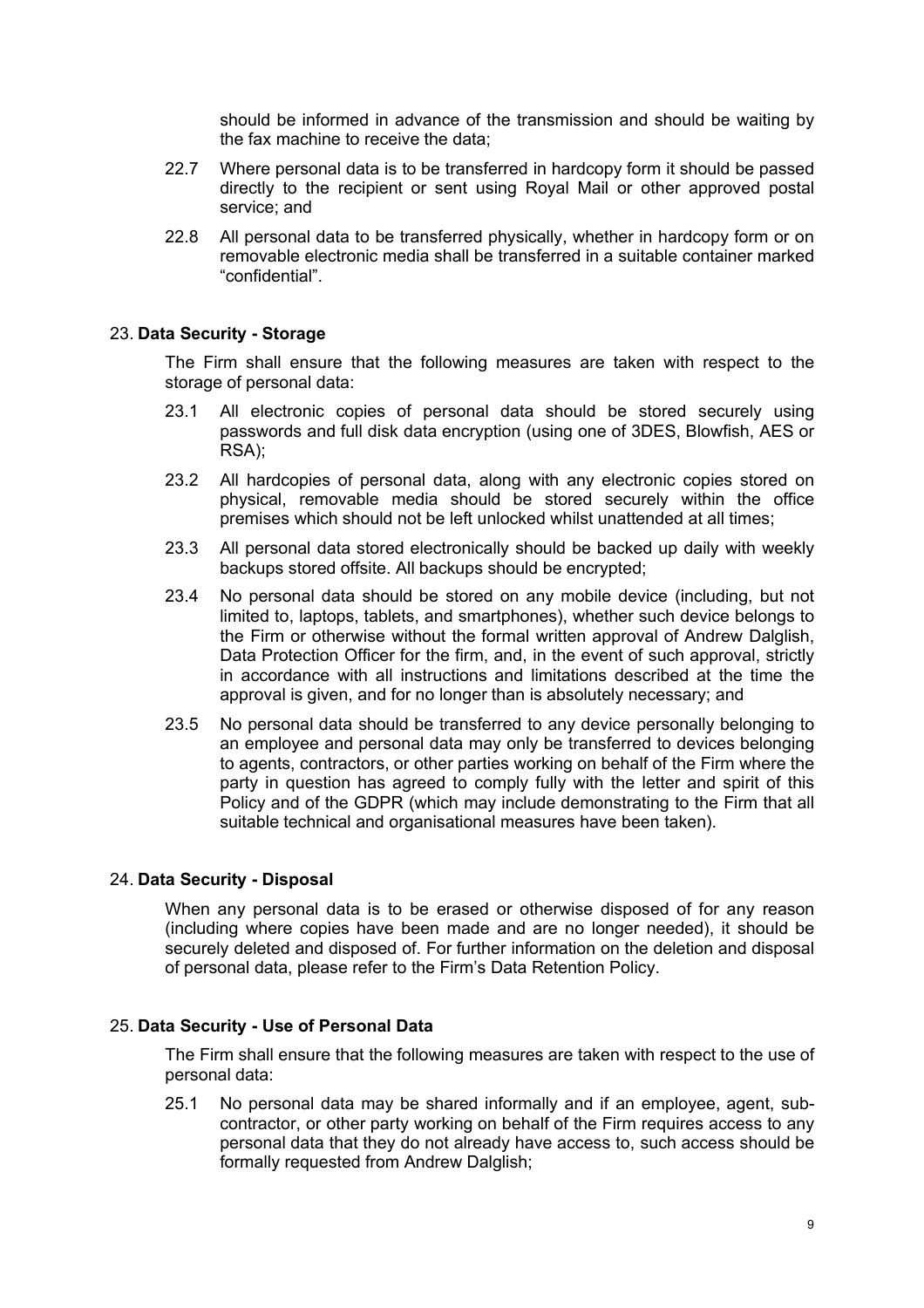should be informed in advance of the transmission and should be waiting by the fax machine to receive the data;

22.7 Where personal data is to be transferred in hardcopy form it should be passed directly to the recipient or sent using Royal Mail or other approved postal service; and

22.8 All personal data to be transferred physically, whether in hardcopy form or on removable electronic media shall be transferred in a suitable container marked "confidential".

## 23. Data Security - Storage

The Firm shall ensure that the following measures are taken with respect to the storage of personal data:

23.1 All electronic copies of personal data should be stored securely using passwords and full disk data encryption (using one of 3DES, Blowfish, AES or RSA);

23.2 All hardcopies of personal data, along with any electronic copies stored on physical, removable media should be stored securely within the office premises which should not be left unlocked whilst unattended at all times;

23.3 All personal data stored electronically should be backed up daily with weekly backups stored offsite. All backups should be encrypted;

23.4 No personal data should be stored on any mobile device (including, but not limited to, laptops, tablets, and smartphones), whether such device belongs to the Firm or otherwise without the formal written approval of Andrew Dalglish, Data Protection Officer for the firm, and, in the event of such approval, strictly in accordance with all instructions and limitations described at the time the approval is given, and for no longer than is absolutely necessary; and

23.5 No personal data should be transferred to any device personally belonging to an employee and personal data may only be transferred to devices belonging to agents, contractors, or other parties working on behalf of the Firm where the party in question has agreed to comply fully with the letter and spirit of this Policy and of the GDPR (which may include demonstrating to the Firm that all suitable technical and organisational measures have been taken).

## 24. Data Security - Disposal

When any personal data is to be erased or otherwise disposed of for any reason (including where copies have been made and are no longer needed), it should be securely deleted and disposed of. For further information on the deletion and disposal of personal data, please refer to the Firm's Data Retention Policy.

## 25. Data Security - Use of Personal Data

The Firm shall ensure that the following measures are taken with respect to the use of personal data:

25.1 No personal data may be shared informally and if an employee, agent, sub-contractor, or other party working on behalf of the Firm requires access to any personal data that they do not already have access to, such access should be formally requested from Andrew Dalglish;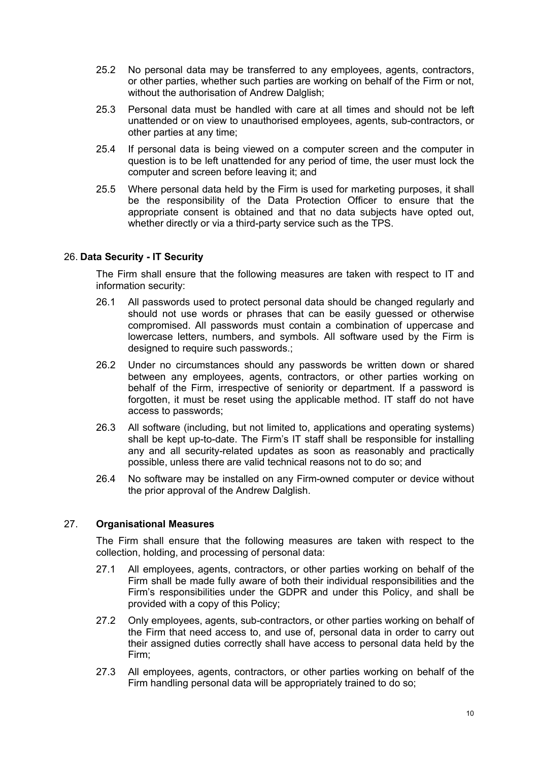25.2 No personal data may be transferred to any employees, agents, contractors, or other parties, whether such parties are working on behalf of the Firm or not, without the authorisation of Andrew Dalglish;

25.3 Personal data must be handled with care at all times and should not be left unattended or on view to unauthorised employees, agents, sub-contractors, or other parties at any time;

25.4 If personal data is being viewed on a computer screen and the computer in question is to be left unattended for any period of time, the user must lock the computer and screen before leaving it; and

25.5 Where personal data held by the Firm is used for marketing purposes, it shall be the responsibility of the Data Protection Officer to ensure that the appropriate consent is obtained and that no data subjects have opted out, whether directly or via a third-party service such as the TPS.

## 26. Data Security - IT Security

The Firm shall ensure that the following measures are taken with respect to IT and information security:

26.1 All passwords used to protect personal data should be changed regularly and should not use words or phrases that can be easily guessed or otherwise compromised. All passwords must contain a combination of uppercase and lowercase letters, numbers, and symbols. All software used by the Firm is designed to require such passwords.;

26.2 Under no circumstances should any passwords be written down or shared between any employees, agents, contractors, or other parties working on behalf of the Firm, irrespective of seniority or department. If a password is forgotten, it must be reset using the applicable method. IT staff do not have access to passwords;

26.3 All software (including, but not limited to, applications and operating systems) shall be kept up-to-date. The Firm's IT staff shall be responsible for installing any and all security-related updates as soon as reasonably and practically possible, unless there are valid technical reasons not to do so; and

26.4 No software may be installed on any Firm-owned computer or device without the prior approval of the Andrew Dalglish.

## 27. Organisational Measures

The Firm shall ensure that the following measures are taken with respect to the collection, holding, and processing of personal data:

27.1 All employees, agents, contractors, or other parties working on behalf of the Firm shall be made fully aware of both their individual responsibilities and the Firm's responsibilities under the GDPR and under this Policy, and shall be provided with a copy of this Policy;

27.2 Only employees, agents, sub-contractors, or other parties working on behalf of the Firm that need access to, and use of, personal data in order to carry out their assigned duties correctly shall have access to personal data held by the Firm;

27.3 All employees, agents, contractors, or other parties working on behalf of the Firm handling personal data will be appropriately trained to do so;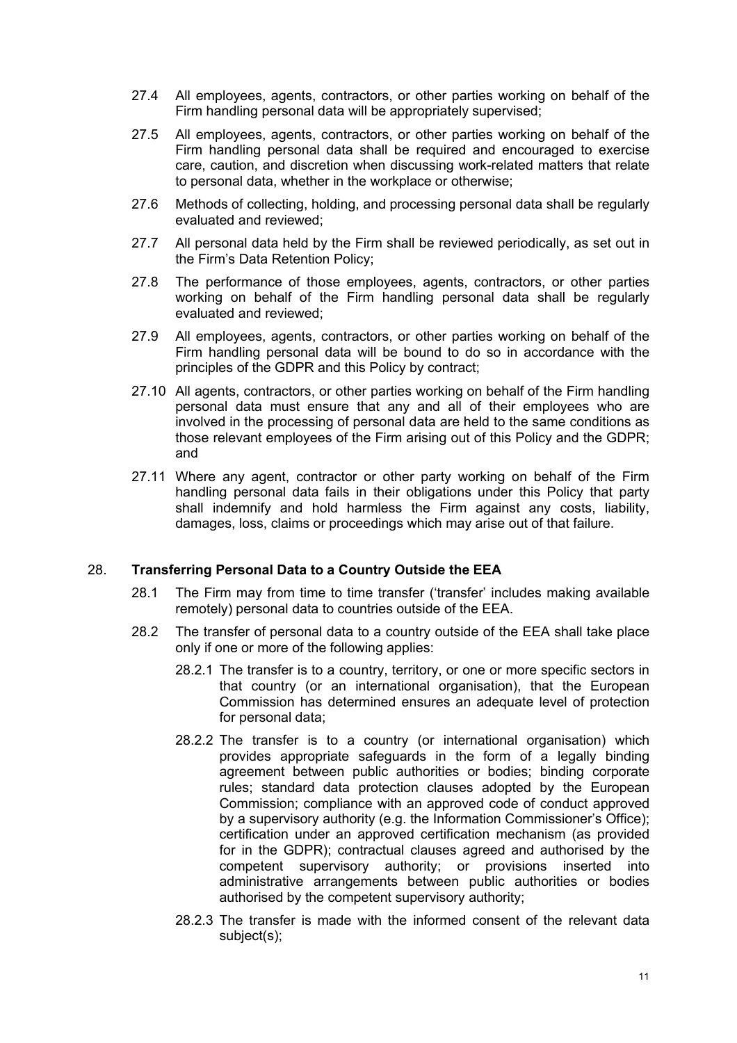27.4 All employees, agents, contractors, or other parties working on behalf of the Firm handling personal data will be appropriately supervised;

27.5 All employees, agents, contractors, or other parties working on behalf of the Firm handling personal data shall be required and encouraged to exercise care, caution, and discretion when discussing work-related matters that relate to personal data, whether in the workplace or otherwise;

27.6 Methods of collecting, holding, and processing personal data shall be regularly evaluated and reviewed;

27.7 All personal data held by the Firm shall be reviewed periodically, as set out in the Firm's Data Retention Policy;

27.8 The performance of those employees, agents, contractors, or other parties working on behalf of the Firm handling personal data shall be regularly evaluated and reviewed;

27.9 All employees, agents, contractors, or other parties working on behalf of the Firm handling personal data will be bound to do so in accordance with the principles of the GDPR and this Policy by contract;

27.10 All agents, contractors, or other parties working on behalf of the Firm handling personal data must ensure that any and all of their employees who are involved in the processing of personal data are held to the same conditions as those relevant employees of the Firm arising out of this Policy and the GDPR; and

27.11 Where any agent, contractor or other party working on behalf of the Firm handling personal data fails in their obligations under this Policy that party shall indemnify and hold harmless the Firm against any costs, liability, damages, loss, claims or proceedings which may arise out of that failure.

## 28. Transferring Personal Data to a Country Outside the EEA

28.1 The Firm may from time to time transfer ('transfer' includes making available remotely) personal data to countries outside of the EEA.

28.2 The transfer of personal data to a country outside of the EEA shall take place only if one or more of the following applies:

28.2.1 The transfer is to a country, territory, or one or more specific sectors in that country (or an international organisation), that the European Commission has determined ensures an adequate level of protection for personal data;

28.2.2 The transfer is to a country (or international organisation) which provides appropriate safeguards in the form of a legally binding agreement between public authorities or bodies; binding corporate rules; standard data protection clauses adopted by the European Commission; compliance with an approved code of conduct approved by a supervisory authority (e.g. the Information Commissioner's Office); certification under an approved certification mechanism (as provided for in the GDPR); contractual clauses agreed and authorised by the competent supervisory authority; or provisions inserted into administrative arrangements between public authorities or bodies authorised by the competent supervisory authority;

28.2.3 The transfer is made with the informed consent of the relevant data subject(s);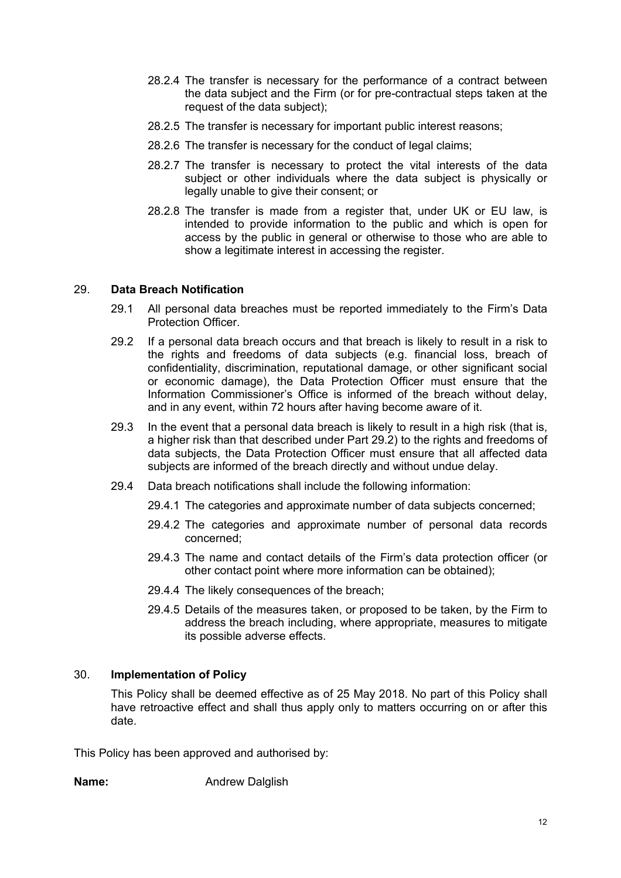28.2.4 The transfer is necessary for the performance of a contract between the data subject and the Firm (or for pre-contractual steps taken at the request of the data subject);

28.2.5 The transfer is necessary for important public interest reasons;

28.2.6 The transfer is necessary for the conduct of legal claims;

28.2.7 The transfer is necessary to protect the vital interests of the data subject or other individuals where the data subject is physically or legally unable to give their consent; or

28.2.8 The transfer is made from a register that, under UK or EU law, is intended to provide information to the public and which is open for access by the public in general or otherwise to those who are able to show a legitimate interest in accessing the register.

## 29. Data Breach Notification

29.1 All personal data breaches must be reported immediately to the Firm's Data Protection Officer.

29.2 If a personal data breach occurs and that breach is likely to result in a risk to the rights and freedoms of data subjects (e.g. financial loss, breach of confidentiality, discrimination, reputational damage, or other significant social or economic damage), the Data Protection Officer must ensure that the Information Commissioner's Office is informed of the breach without delay, and in any event, within 72 hours after having become aware of it.

29.3 In the event that a personal data breach is likely to result in a high risk (that is, a higher risk than that described under Part 29.2) to the rights and freedoms of data subjects, the Data Protection Officer must ensure that all affected data subjects are informed of the breach directly and without undue delay.

29.4 Data breach notifications shall include the following information:

29.4.1 The categories and approximate number of data subjects concerned;

29.4.2 The categories and approximate number of personal data records concerned;

29.4.3 The name and contact details of the Firm's data protection officer (or other contact point where more information can be obtained);

29.4.4 The likely consequences of the breach;

29.4.5 Details of the measures taken, or proposed to be taken, by the Firm to address the breach including, where appropriate, measures to mitigate its possible adverse effects.

## 30. Implementation of Policy

This Policy shall be deemed effective as of 25 May 2018. No part of this Policy shall have retroactive effect and shall thus apply only to matters occurring on or after this date.

This Policy has been approved and authorised by:

**Name:** Andrew Dalglish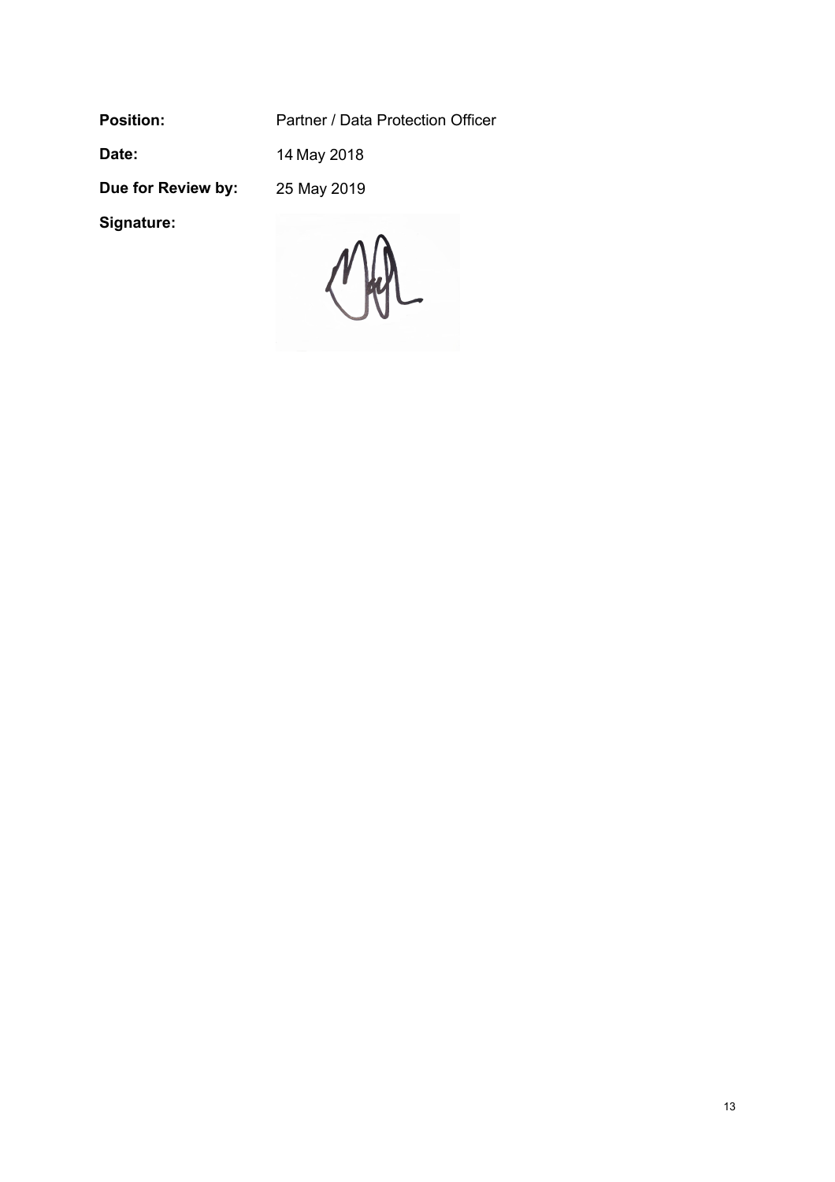**Position:** Partner / Data Protection Officer

**Date:** 14 May 2018

**Due for Review by:** 25 May 2019

**Signature:**